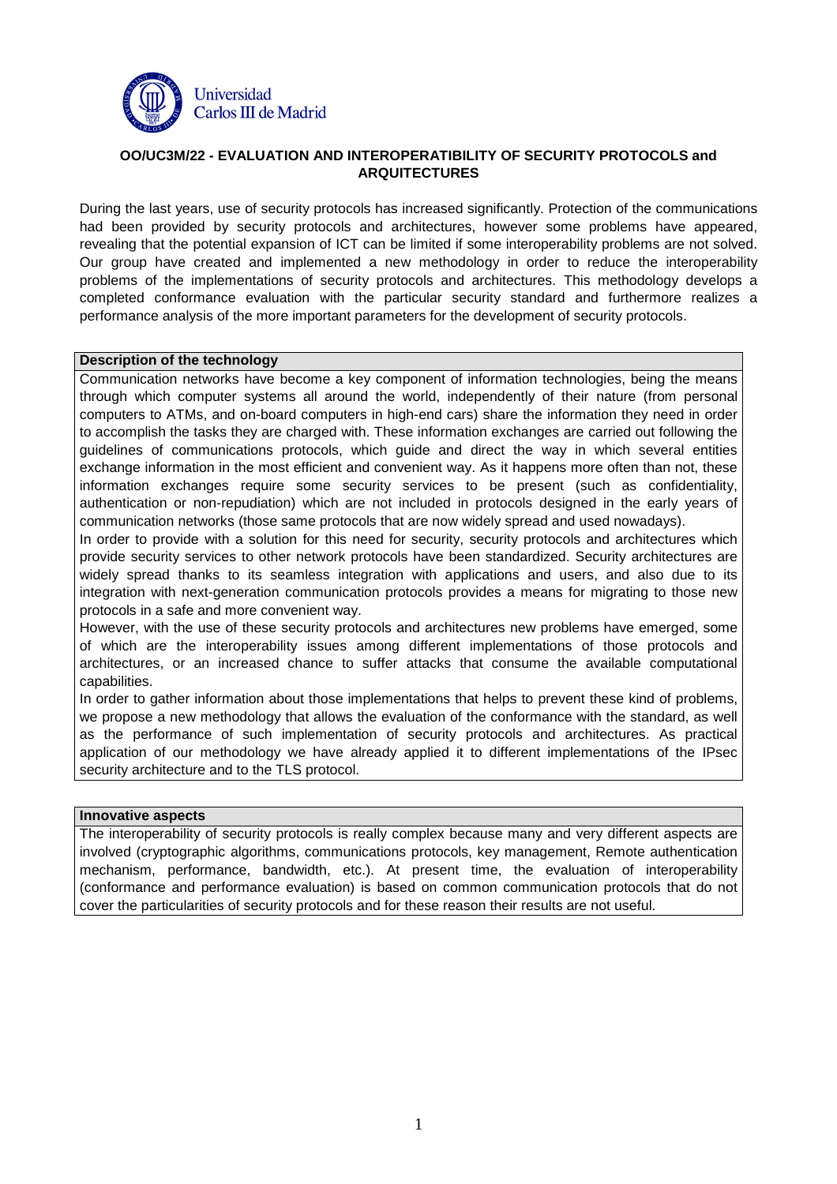Universidad Carlos III de Madrid

**OO/UC3M/22 - EVALUATION AND INTEROPERATIBILITY OF SECURITY PROTOCOLS and ARQUITECTURES**

During the last years, use of security protocols has increased significantly. Protection of the communications had been provided by security protocols and architectures, however some problems have appeared, revealing that the potential expansion of ICT can be limited if some interoperability problems are not solved. Our group have created and implemented a new methodology in order to reduce the interoperability problems of the implementations of security protocols and architectures. This methodology develops a completed conformance evaluation with the particular security standard and furthermore realizes a performance analysis of the more important parameters for the development of security protocols.

## Description of the technology

Communication networks have become a key component of information technologies, being the means through which computer systems all around the world, independently of their nature (from personal computers to ATMs, and on-board computers in high-end cars) share the information they need in order to accomplish the tasks they are charged with. These information exchanges are carried out following the guidelines of communications protocols, which guide and direct the way in which several entities exchange information in the most efficient and convenient way. As it happens more often than not, these information exchanges require some security services to be present (such as confidentiality, authentication or non-repudiation) which are not included in protocols designed in the early years of communication networks (those same protocols that are now widely spread and used nowadays).

In order to provide with a solution for this need for security, security protocols and architectures which provide security services to other network protocols have been standardized. Security architectures are widely spread thanks to its seamless integration with applications and users, and also due to its integration with next-generation communication protocols provides a means for migrating to those new protocols in a safe and more convenient way.

However, with the use of these security protocols and architectures new problems have emerged, some of which are the interoperability issues among different implementations of those protocols and architectures, or an increased chance to suffer attacks that consume the available computational capabilities.

In order to gather information about those implementations that helps to prevent these kind of problems, we propose a new methodology that allows the evaluation of the conformance with the standard, as well as the performance of such implementation of security protocols and architectures. As practical application of our methodology we have already applied it to different implementations of the IPsec security architecture and to the TLS protocol.

## Innovative aspects

The interoperability of security protocols is really complex because many and very different aspects are involved (cryptographic algorithms, communications protocols, key management, Remote authentication mechanism, performance, bandwidth, etc.). At present time, the evaluation of interoperability (conformance and performance evaluation) is based on common communication protocols that do not cover the particularities of security protocols and for these reason their results are not useful.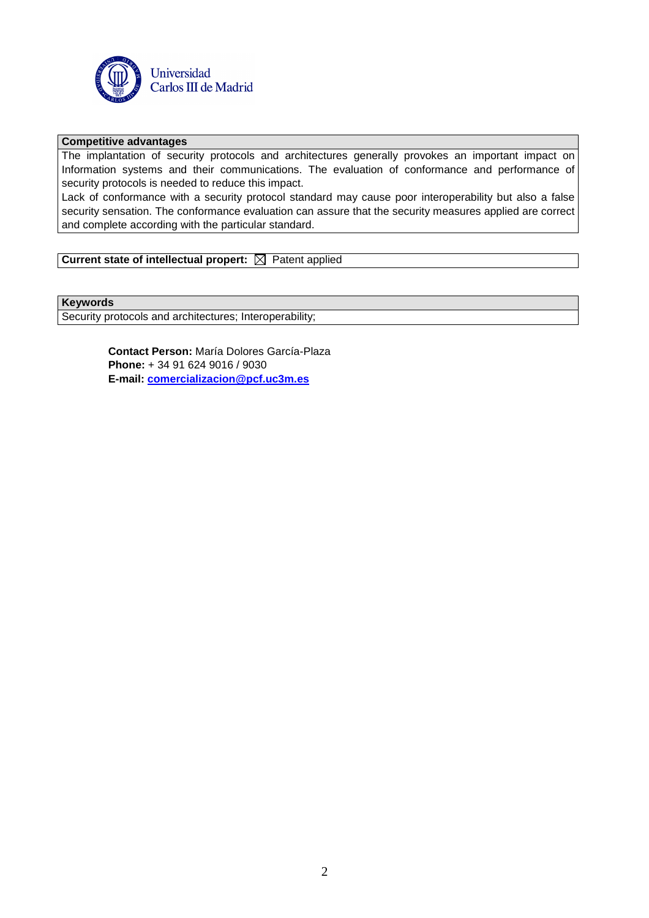Universidad Carlos III de Madrid

## Competitive advantages

The implantation of security protocols and architectures generally provokes an important impact on Information systems and their communications. The evaluation of conformance and performance of security protocols is needed to reduce this impact.

Lack of conformance with a security protocol standard may cause poor interoperability but also a false security sensation. The conformance evaluation can assure that the security measures applied are correct and complete according with the particular standard.

**Current state of intellectual propert:** ☒ Patent applied

## Keywords

Security protocols and architectures; Interoperability;

**Contact Person:** María Dolores García-Plaza
**Phone:** + 34 91 624 9016 / 9030
**E-mail:** **comercializacion@pcf.uc3m.es**